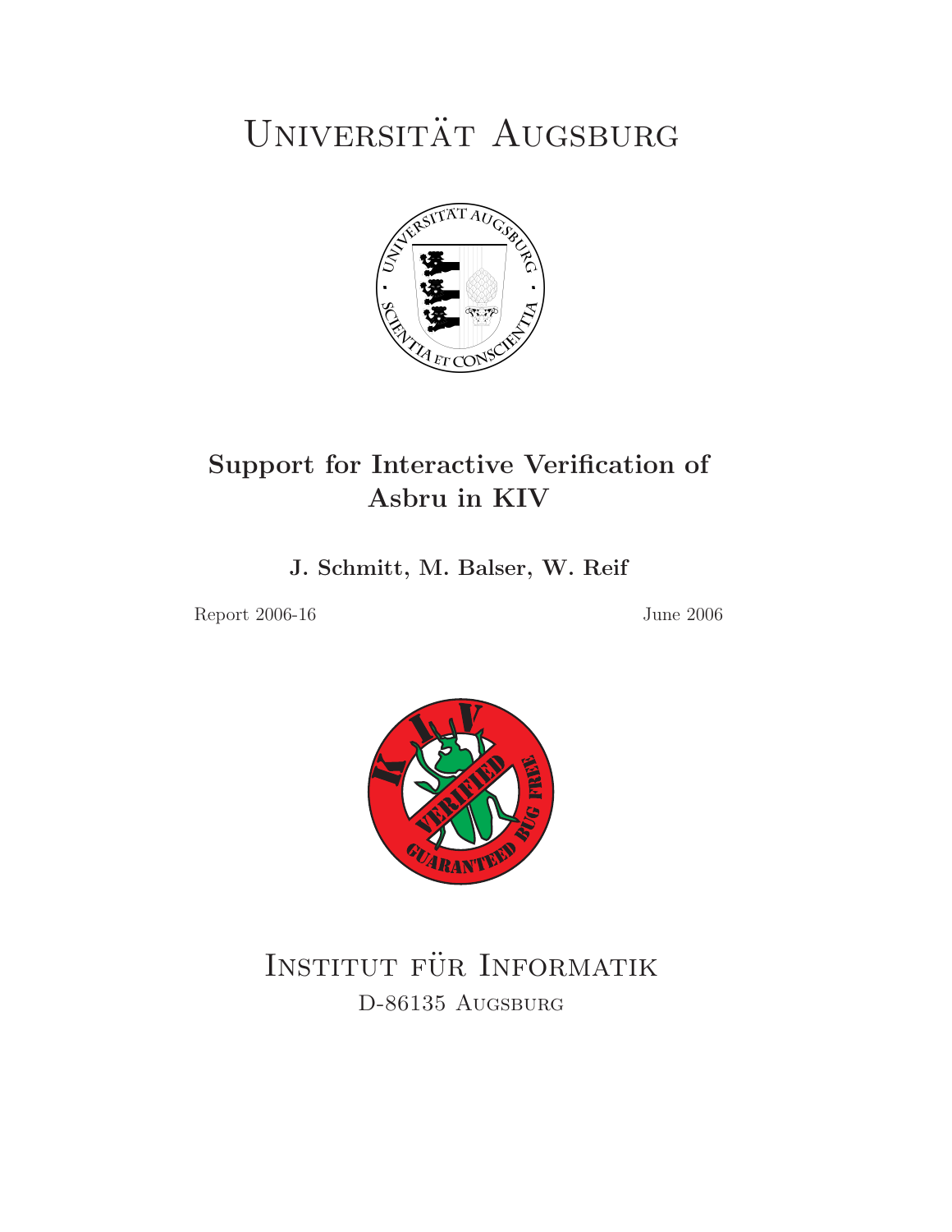# Universität Augsburg

## Support for Interactive Verification of Asbru in KIV

**J. Schmitt, M. Balser, W. Reif**

Report 2006-16 June 2006

# Institut für Informatik

D-86135 Augsburg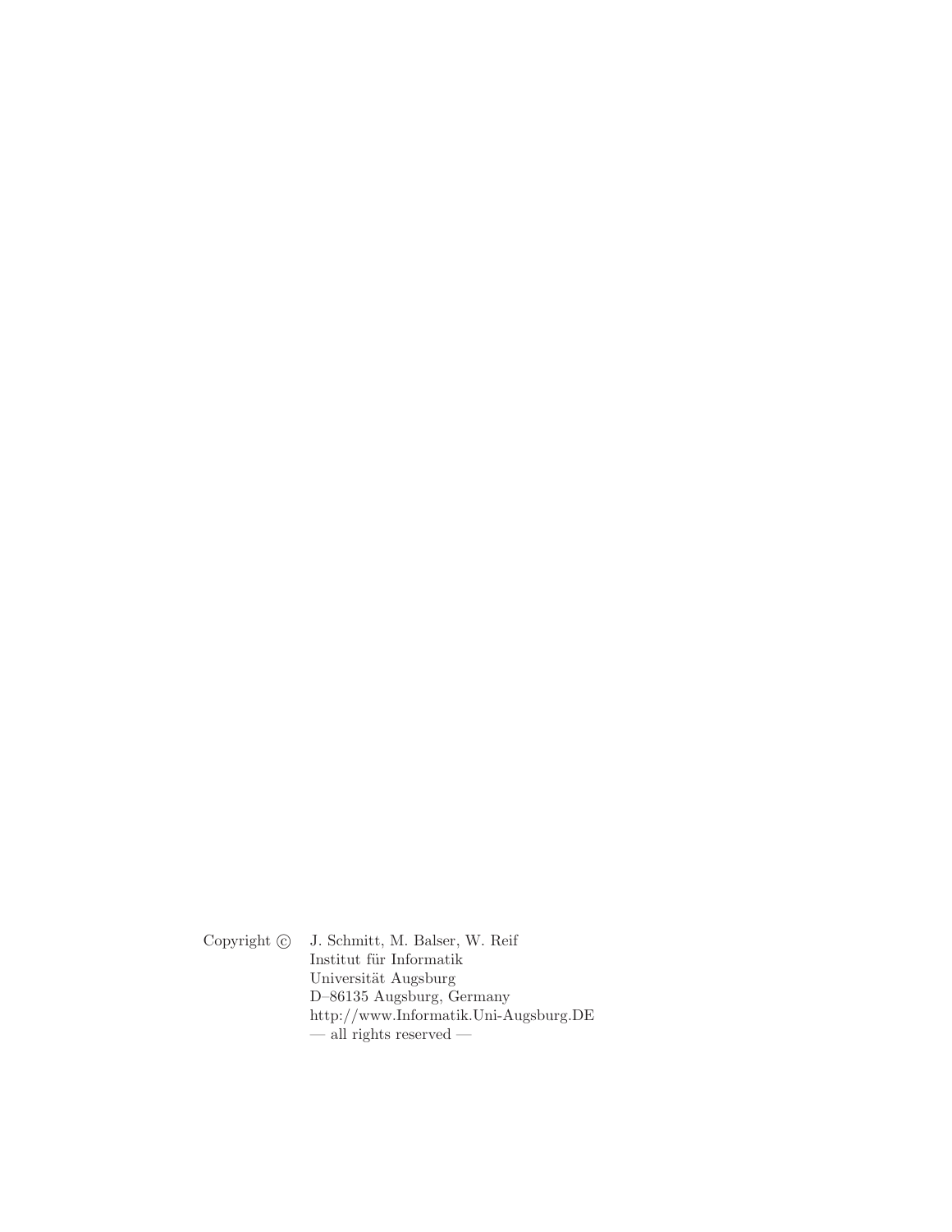Copyright © J. Schmitt, M. Balser, W. Reif
Institut für Informatik
Universität Augsburg
D–86135 Augsburg, Germany
http://www.Informatik.Uni-Augsburg.DE
— all rights reserved —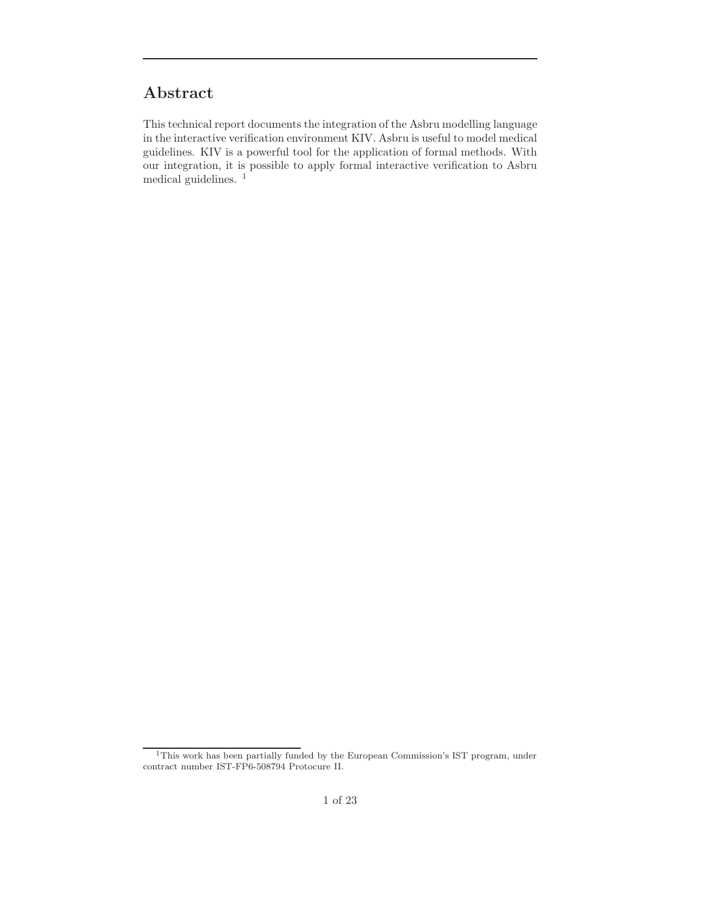# Abstract

This technical report documents the integration of the Asbru modelling language in the interactive verification environment KIV. Asbru is useful to model medical guidelines. KIV is a powerful tool for the application of formal methods. With our integration, it is possible to apply formal interactive verification to Asbru medical guidelines. [1]

[1] This work has been partially funded by the European Commission's IST program, under contract number IST-FP6-508794 Protocure II.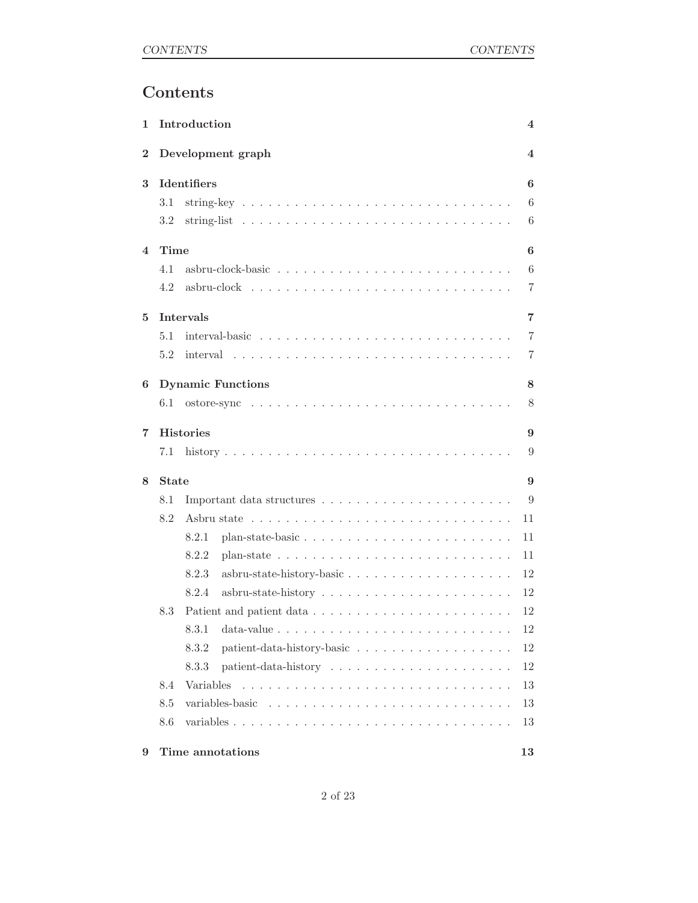# Contents

| | | |
|---|---|---|
| **1** | **Introduction** | **4** |
| **2** | **Development graph** | **4** |
| **3** | **Identifiers** | **6** |
| 3.1 | string-key | 6 |
| 3.2 | string-list | 6 |
| **4** | **Time** | **6** |
| 4.1 | asbru-clock-basic | 6 |
| 4.2 | asbru-clock | 7 |
| **5** | **Intervals** | **7** |
| 5.1 | interval-basic | 7 |
| 5.2 | interval | 7 |
| **6** | **Dynamic Functions** | **8** |
| 6.1 | ostore-sync | 8 |
| **7** | **Histories** | **9** |
| 7.1 | history | 9 |
| **8** | **State** | **9** |
| 8.1 | Important data structures | 9 |
| 8.2 | Asbru state | 11 |
| 8.2.1 | plan-state-basic | 11 |
| 8.2.2 | plan-state | 11 |
| 8.2.3 | asbru-state-history-basic | 12 |
| 8.2.4 | asbru-state-history | 12 |
| 8.3 | Patient and patient data | 12 |
| 8.3.1 | data-value | 12 |
| 8.3.2 | patient-data-history-basic | 12 |
| 8.3.3 | patient-data-history | 12 |
| 8.4 | Variables | 13 |
| 8.5 | variables-basic | 13 |
| 8.6 | variables | 13 |
| **9** | **Time annotations** | **13** |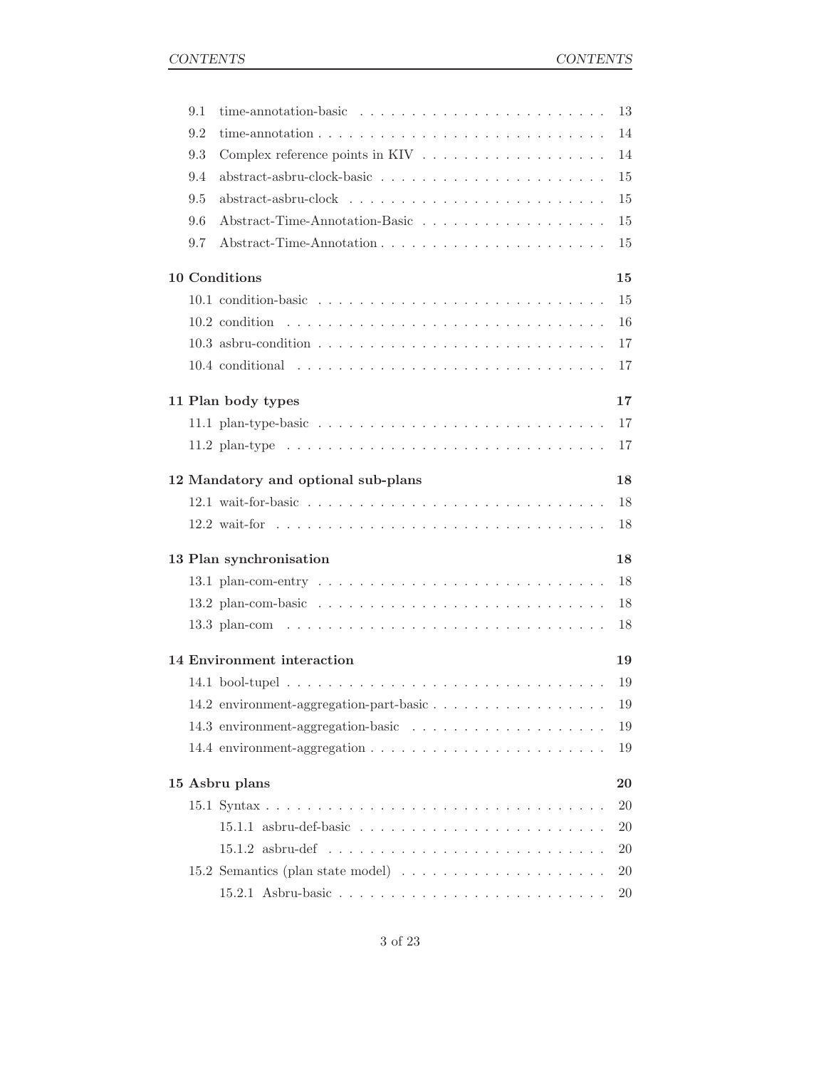9.1 time-annotation-basic . . . . . . . . . . . . . . . . . . . . . . . . 13
9.2 time-annotation . . . . . . . . . . . . . . . . . . . . . . . . . . . 14
9.3 Complex reference points in KIV . . . . . . . . . . . . . . . . . . 14
9.4 abstract-asbru-clock-basic . . . . . . . . . . . . . . . . . . . . . . 15
9.5 abstract-asbru-clock . . . . . . . . . . . . . . . . . . . . . . . . . 15
9.6 Abstract-Time-Annotation-Basic . . . . . . . . . . . . . . . . . . 15
9.7 Abstract-Time-Annotation . . . . . . . . . . . . . . . . . . . . . . 15

**10 Conditions** **15**

10.1 condition-basic . . . . . . . . . . . . . . . . . . . . . . . . . . . 15
10.2 condition . . . . . . . . . . . . . . . . . . . . . . . . . . . . . . 16
10.3 asbru-condition . . . . . . . . . . . . . . . . . . . . . . . . . . . 17
10.4 conditional . . . . . . . . . . . . . . . . . . . . . . . . . . . . . 17

**11 Plan body types** **17**

11.1 plan-type-basic . . . . . . . . . . . . . . . . . . . . . . . . . . . 17
11.2 plan-type . . . . . . . . . . . . . . . . . . . . . . . . . . . . . . 17

**12 Mandatory and optional sub-plans** **18**

12.1 wait-for-basic . . . . . . . . . . . . . . . . . . . . . . . . . . . . 18
12.2 wait-for . . . . . . . . . . . . . . . . . . . . . . . . . . . . . . . 18

**13 Plan synchronisation** **18**

13.1 plan-com-entry . . . . . . . . . . . . . . . . . . . . . . . . . . . 18
13.2 plan-com-basic . . . . . . . . . . . . . . . . . . . . . . . . . . . 18
13.3 plan-com . . . . . . . . . . . . . . . . . . . . . . . . . . . . . . 18

**14 Environment interaction** **19**

14.1 bool-tupel . . . . . . . . . . . . . . . . . . . . . . . . . . . . . . 19
14.2 environment-aggregation-part-basic . . . . . . . . . . . . . . . . . 19
14.3 environment-aggregation-basic . . . . . . . . . . . . . . . . . . . 19
14.4 environment-aggregation . . . . . . . . . . . . . . . . . . . . . . . 19

**15 Asbru plans** **20**

15.1 Syntax . . . . . . . . . . . . . . . . . . . . . . . . . . . . . . . . 20
15.1.1 asbru-def-basic . . . . . . . . . . . . . . . . . . . . . . . . 20
15.1.2 asbru-def . . . . . . . . . . . . . . . . . . . . . . . . . . . 20
15.2 Semantics (plan state model) . . . . . . . . . . . . . . . . . . . . 20
15.2.1 Asbru-basic . . . . . . . . . . . . . . . . . . . . . . . . . . 20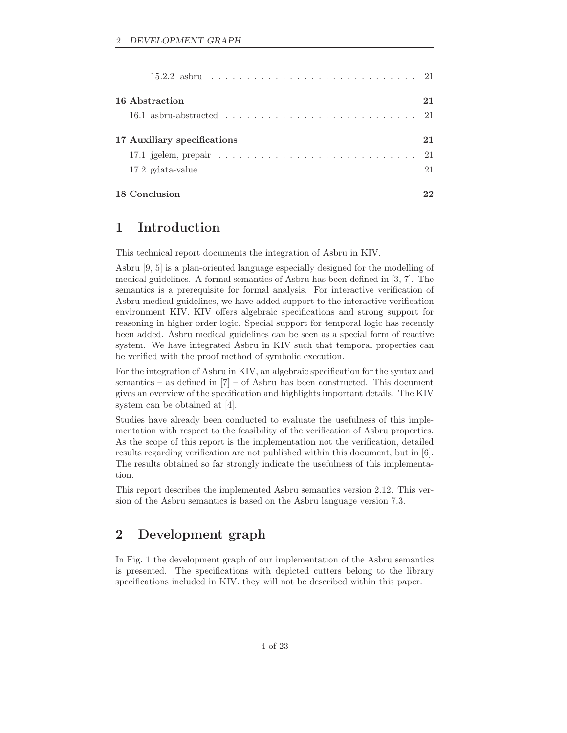15.2.2 asbru . . . . . . . . . . . . . . . . . . . . . . . . . . . . . 21

**16 Abstraction** **21**

16.1 asbru-abstracted . . . . . . . . . . . . . . . . . . . . . . . . . . 21

**17 Auxiliary specifications** **21**

17.1 jgelem, prepair . . . . . . . . . . . . . . . . . . . . . . . . . . . 21

17.2 gdata-value . . . . . . . . . . . . . . . . . . . . . . . . . . . . . 21

**18 Conclusion** **22**

# 1 Introduction

This technical report documents the integration of Asbru in KIV.

Asbru [9, 5] is a plan-oriented language especially designed for the modelling of medical guidelines. A formal semantics of Asbru has been defined in [3, 7]. The semantics is a prerequisite for formal analysis. For interactive verification of Asbru medical guidelines, we have added support to the interactive verification environment KIV. KIV offers algebraic specifications and strong support for reasoning in higher order logic. Special support for temporal logic has recently been added. Asbru medical guidelines can be seen as a special form of reactive system. We have integrated Asbru in KIV such that temporal properties can be verified with the proof method of symbolic execution.

For the integration of Asbru in KIV, an algebraic specification for the syntax and semantics – as defined in [7] – of Asbru has been constructed. This document gives an overview of the specification and highlights important details. The KIV system can be obtained at [4].

Studies have already been conducted to evaluate the usefulness of this implementation with respect to the feasibility of the verification of Asbru properties. As the scope of this report is the implementation not the verification, detailed results regarding verification are not published within this document, but in [6]. The results obtained so far strongly indicate the usefulness of this implementation.

This report describes the implemented Asbru semantics version 2.12. This version of the Asbru semantics is based on the Asbru language version 7.3.

# 2 Development graph

In Fig. 1 the development graph of our implementation of the Asbru semantics is presented. The specifications with depicted cutters belong to the library specifications included in KIV. they will not be described within this paper.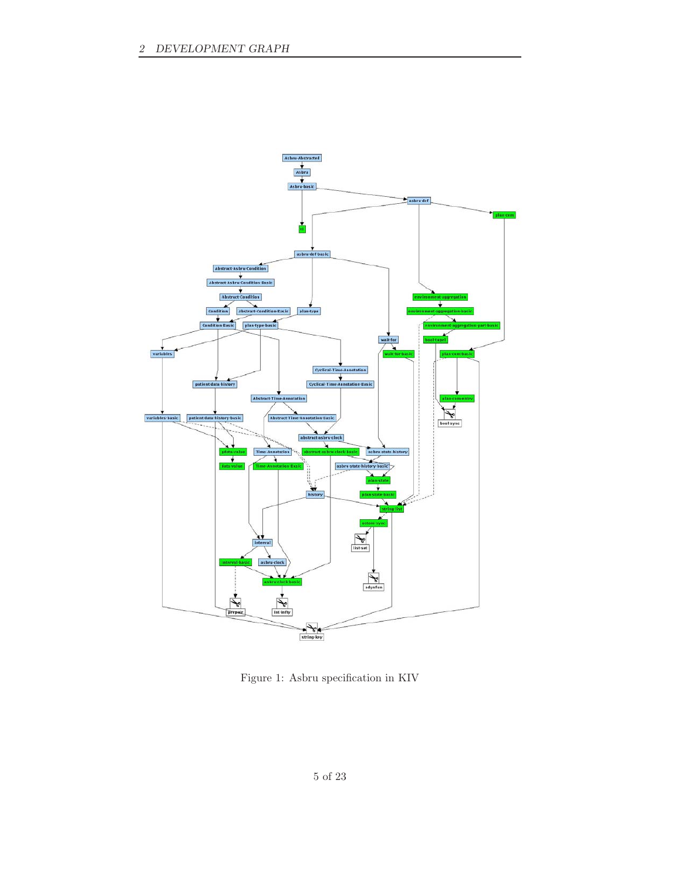Figure 1: Asbru specification in KIV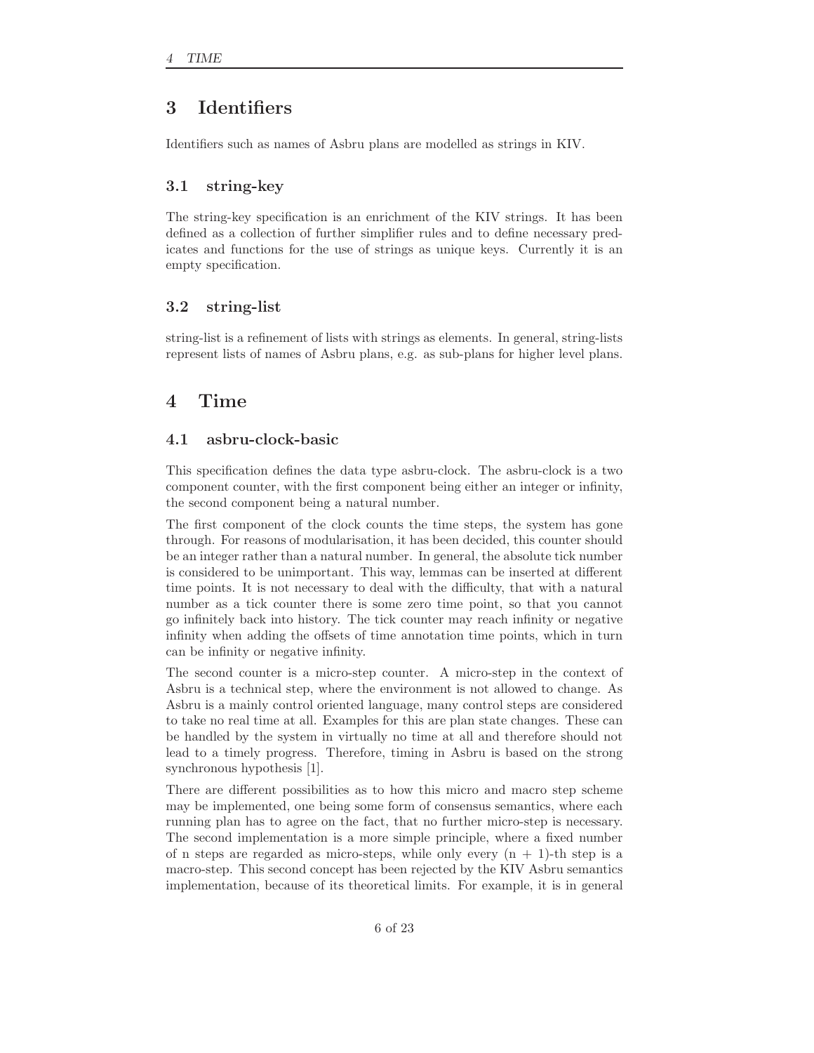# 3 Identifiers

Identifiers such as names of Asbru plans are modelled as strings in KIV.

## 3.1 string-key

The string-key specification is an enrichment of the KIV strings. It has been defined as a collection of further simplifier rules and to define necessary predicates and functions for the use of strings as unique keys. Currently it is an empty specification.

## 3.2 string-list

string-list is a refinement of lists with strings as elements. In general, string-lists represent lists of names of Asbru plans, e.g. as sub-plans for higher level plans.

# 4 Time

## 4.1 asbru-clock-basic

This specification defines the data type asbru-clock. The asbru-clock is a two component counter, with the first component being either an integer or infinity, the second component being a natural number.

The first component of the clock counts the time steps, the system has gone through. For reasons of modularisation, it has been decided, this counter should be an integer rather than a natural number. In general, the absolute tick number is considered to be unimportant. This way, lemmas can be inserted at different time points. It is not necessary to deal with the difficulty, that with a natural number as a tick counter there is some zero time point, so that you cannot go infinitely back into history. The tick counter may reach infinity or negative infinity when adding the offsets of time annotation time points, which in turn can be infinity or negative infinity.

The second counter is a micro-step counter. A micro-step in the context of Asbru is a technical step, where the environment is not allowed to change. As Asbru is a mainly control oriented language, many control steps are considered to take no real time at all. Examples for this are plan state changes. These can be handled by the system in virtually no time at all and therefore should not lead to a timely progress. Therefore, timing in Asbru is based on the strong synchronous hypothesis [1].

There are different possibilities as to how this micro and macro step scheme may be implemented, one being some form of consensus semantics, where each running plan has to agree on the fact, that no further micro-step is necessary. The second implementation is a more simple principle, where a fixed number of n steps are regarded as micro-steps, while only every (n + 1)-th step is a macro-step. This second concept has been rejected by the KIV Asbru semantics implementation, because of its theoretical limits. For example, it is in general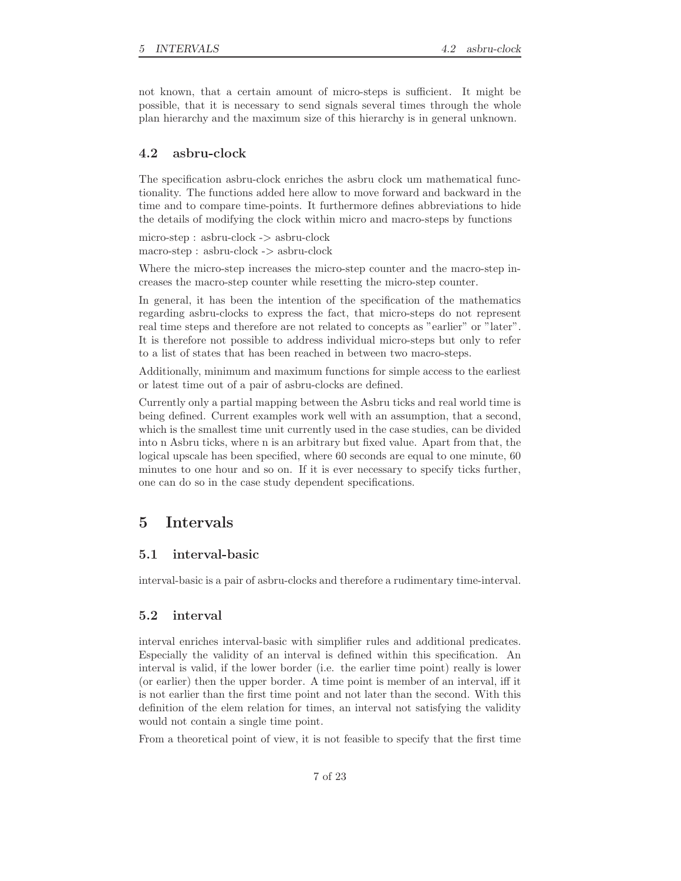not known, that a certain amount of micro-steps is sufficient. It might be possible, that it is necessary to send signals several times through the whole plan hierarchy and the maximum size of this hierarchy is in general unknown.

## 4.2 asbru-clock

The specification asbru-clock enriches the asbru clock um mathematical functionality. The functions added here allow to move forward and backward in the time and to compare time-points. It furthermore defines abbreviations to hide the details of modifying the clock within micro and macro-steps by functions

micro-step : asbru-clock -> asbru-clock
macro-step : asbru-clock -> asbru-clock

Where the micro-step increases the micro-step counter and the macro-step increases the macro-step counter while resetting the micro-step counter.

In general, it has been the intention of the specification of the mathematics regarding asbru-clocks to express the fact, that micro-steps do not represent real time steps and therefore are not related to concepts as "earlier" or "later". It is therefore not possible to address individual micro-steps but only to refer to a list of states that has been reached in between two macro-steps.

Additionally, minimum and maximum functions for simple access to the earliest or latest time out of a pair of asbru-clocks are defined.

Currently only a partial mapping between the Asbru ticks and real world time is being defined. Current examples work well with an assumption, that a second, which is the smallest time unit currently used in the case studies, can be divided into n Asbru ticks, where n is an arbitrary but fixed value. Apart from that, the logical upscale has been specified, where 60 seconds are equal to one minute, 60 minutes to one hour and so on. If it is ever necessary to specify ticks further, one can do so in the case study dependent specifications.

# 5 Intervals

## 5.1 interval-basic

interval-basic is a pair of asbru-clocks and therefore a rudimentary time-interval.

## 5.2 interval

interval enriches interval-basic with simplifier rules and additional predicates. Especially the validity of an interval is defined within this specification. An interval is valid, if the lower border (i.e. the earlier time point) really is lower (or earlier) then the upper border. A time point is member of an interval, iff it is not earlier than the first time point and not later than the second. With this definition of the elem relation for times, an interval not satisfying the validity would not contain a single time point.

From a theoretical point of view, it is not feasible to specify that the first time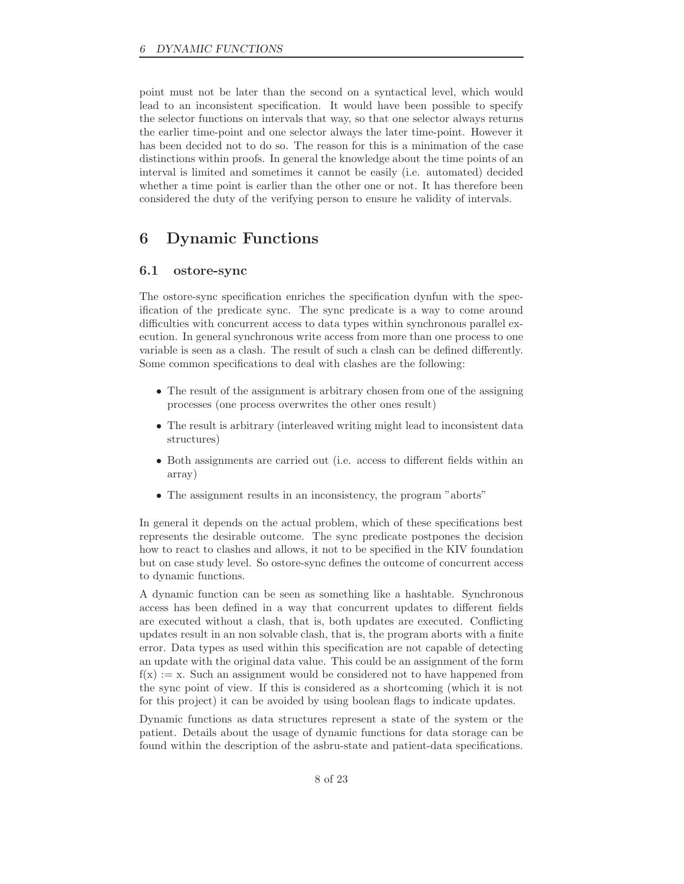point must not be later than the second on a syntactical level, which would lead to an inconsistent specification. It would have been possible to specify the selector functions on intervals that way, so that one selector always returns the earlier time-point and one selector always the later time-point. However it has been decided not to do so. The reason for this is a minimation of the case distinctions within proofs. In general the knowledge about the time points of an interval is limited and sometimes it cannot be easily (i.e. automated) decided whether a time point is earlier than the other one or not. It has therefore been considered the duty of the verifying person to ensure he validity of intervals.

# 6 Dynamic Functions

## 6.1 ostore-sync

The ostore-sync specification enriches the specification dynfun with the specification of the predicate sync. The sync predicate is a way to come around difficulties with concurrent access to data types within synchronous parallel execution. In general synchronous write access from more than one process to one variable is seen as a clash. The result of such a clash can be defined differently. Some common specifications to deal with clashes are the following:

- The result of the assignment is arbitrary chosen from one of the assigning processes (one process overwrites the other ones result)
- The result is arbitrary (interleaved writing might lead to inconsistent data structures)
- Both assignments are carried out (i.e. access to different fields within an array)
- The assignment results in an inconsistency, the program "aborts"

In general it depends on the actual problem, which of these specifications best represents the desirable outcome. The sync predicate postpones the decision how to react to clashes and allows, it not to be specified in the KIV foundation but on case study level. So ostore-sync defines the outcome of concurrent access to dynamic functions.

A dynamic function can be seen as something like a hashtable. Synchronous access has been defined in a way that concurrent updates to different fields are executed without a clash, that is, both updates are executed. Conflicting updates result in an non solvable clash, that is, the program aborts with a finite error. Data types as used within this specification are not capable of detecting an update with the original data value. This could be an assignment of the form f(x) := x. Such an assignment would be considered not to have happened from the sync point of view. If this is considered as a shortcoming (which it is not for this project) it can be avoided by using boolean flags to indicate updates.

Dynamic functions as data structures represent a state of the system or the patient. Details about the usage of dynamic functions for data storage can be found within the description of the asbru-state and patient-data specifications.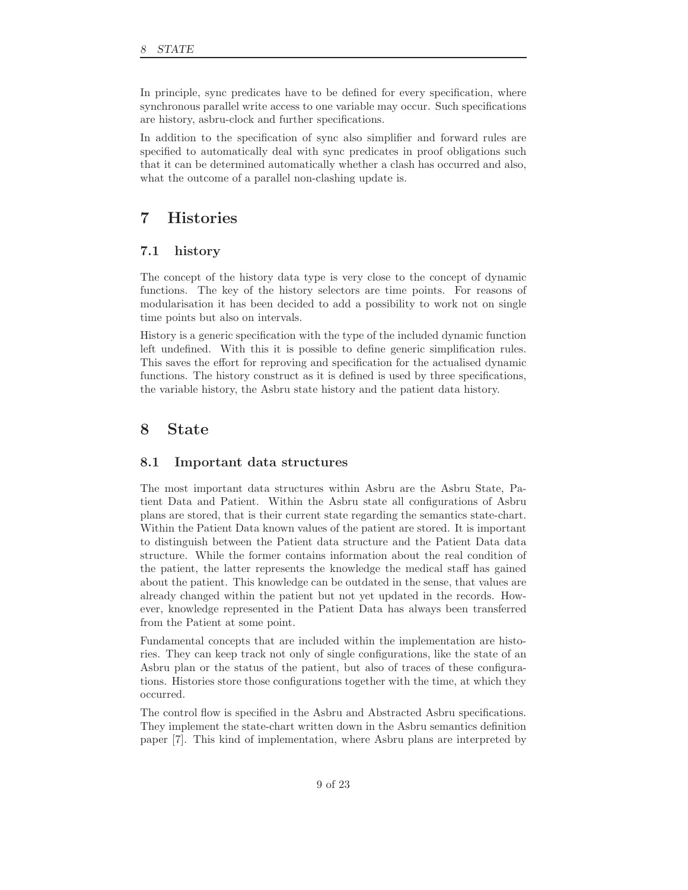In principle, sync predicates have to be defined for every specification, where synchronous parallel write access to one variable may occur. Such specifications are history, asbru-clock and further specifications.

In addition to the specification of sync also simplifier and forward rules are specified to automatically deal with sync predicates in proof obligations such that it can be determined automatically whether a clash has occurred and also, what the outcome of a parallel non-clashing update is.

# 7 Histories

## 7.1 history

The concept of the history data type is very close to the concept of dynamic functions. The key of the history selectors are time points. For reasons of modularisation it has been decided to add a possibility to work not on single time points but also on intervals.

History is a generic specification with the type of the included dynamic function left undefined. With this it is possible to define generic simplification rules. This saves the effort for reproving and specification for the actualised dynamic functions. The history construct as it is defined is used by three specifications, the variable history, the Asbru state history and the patient data history.

# 8 State

## 8.1 Important data structures

The most important data structures within Asbru are the Asbru State, Patient Data and Patient. Within the Asbru state all configurations of Asbru plans are stored, that is their current state regarding the semantics state-chart. Within the Patient Data known values of the patient are stored. It is important to distinguish between the Patient data structure and the Patient Data data structure. While the former contains information about the real condition of the patient, the latter represents the knowledge the medical staff has gained about the patient. This knowledge can be outdated in the sense, that values are already changed within the patient but not yet updated in the records. However, knowledge represented in the Patient Data has always been transferred from the Patient at some point.

Fundamental concepts that are included within the implementation are histories. They can keep track not only of single configurations, like the state of an Asbru plan or the status of the patient, but also of traces of these configurations. Histories store those configurations together with the time, at which they occurred.

The control flow is specified in the Asbru and Abstracted Asbru specifications. They implement the state-chart written down in the Asbru semantics definition paper [7]. This kind of implementation, where Asbru plans are interpreted by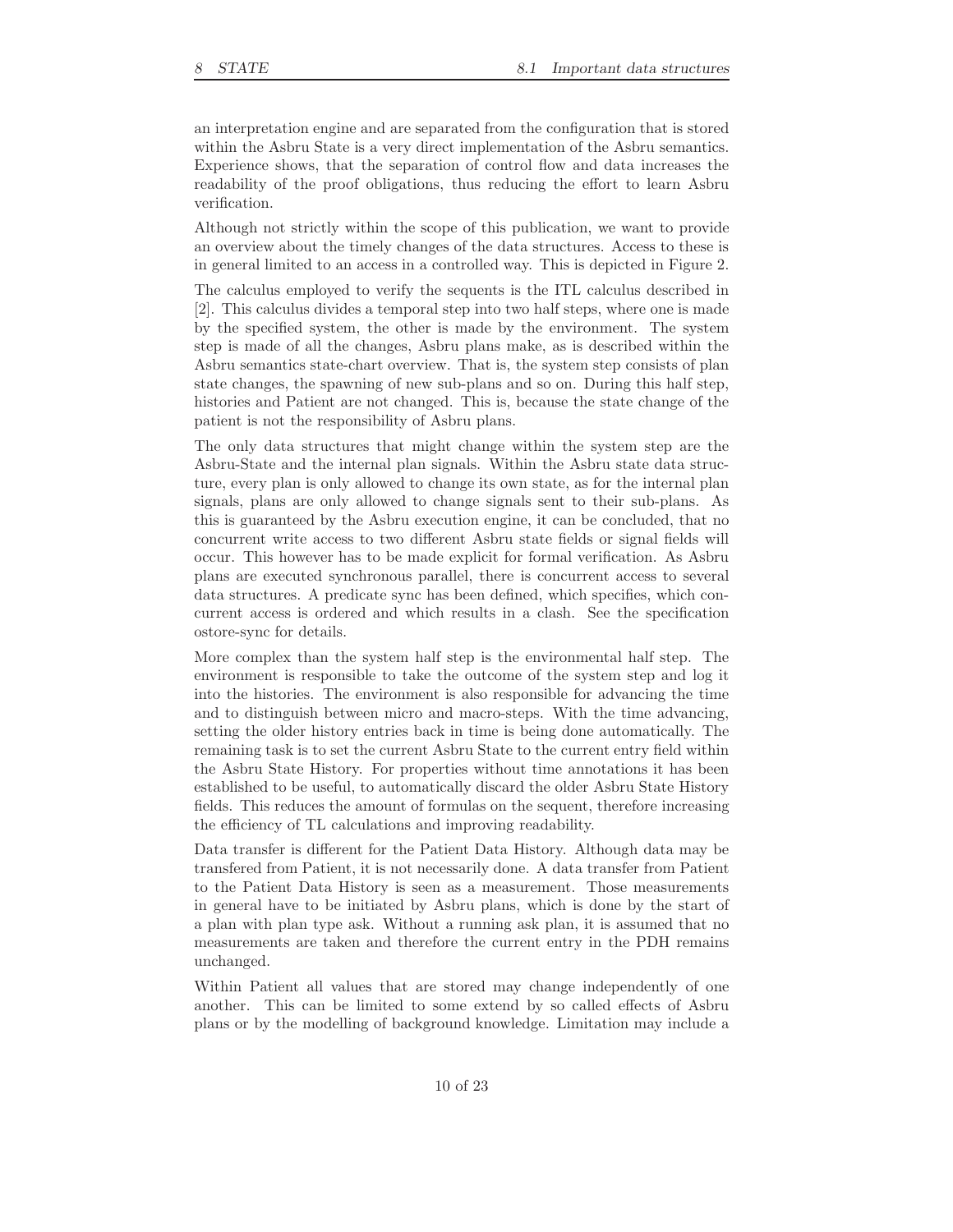an interpretation engine and are separated from the configuration that is stored within the Asbru State is a very direct implementation of the Asbru semantics. Experience shows, that the separation of control flow and data increases the readability of the proof obligations, thus reducing the effort to learn Asbru verification.

Although not strictly within the scope of this publication, we want to provide an overview about the timely changes of the data structures. Access to these is in general limited to an access in a controlled way. This is depicted in Figure 2.

The calculus employed to verify the sequents is the ITL calculus described in [2]. This calculus divides a temporal step into two half steps, where one is made by the specified system, the other is made by the environment. The system step is made of all the changes, Asbru plans make, as is described within the Asbru semantics state-chart overview. That is, the system step consists of plan state changes, the spawning of new sub-plans and so on. During this half step, histories and Patient are not changed. This is, because the state change of the patient is not the responsibility of Asbru plans.

The only data structures that might change within the system step are the Asbru-State and the internal plan signals. Within the Asbru state data structure, every plan is only allowed to change its own state, as for the internal plan signals, plans are only allowed to change signals sent to their sub-plans. As this is guaranteed by the Asbru execution engine, it can be concluded, that no concurrent write access to two different Asbru state fields or signal fields will occur. This however has to be made explicit for formal verification. As Asbru plans are executed synchronous parallel, there is concurrent access to several data structures. A predicate sync has been defined, which specifies, which concurrent access is ordered and which results in a clash. See the specification ostore-sync for details.

More complex than the system half step is the environmental half step. The environment is responsible to take the outcome of the system step and log it into the histories. The environment is also responsible for advancing the time and to distinguish between micro and macro-steps. With the time advancing, setting the older history entries back in time is being done automatically. The remaining task is to set the current Asbru State to the current entry field within the Asbru State History. For properties without time annotations it has been established to be useful, to automatically discard the older Asbru State History fields. This reduces the amount of formulas on the sequent, therefore increasing the efficiency of TL calculations and improving readability.

Data transfer is different for the Patient Data History. Although data may be transfered from Patient, it is not necessarily done. A data transfer from Patient to the Patient Data History is seen as a measurement. Those measurements in general have to be initiated by Asbru plans, which is done by the start of a plan with plan type ask. Without a running ask plan, it is assumed that no measurements are taken and therefore the current entry in the PDH remains unchanged.

Within Patient all values that are stored may change independently of one another. This can be limited to some extend by so called effects of Asbru plans or by the modelling of background knowledge. Limitation may include a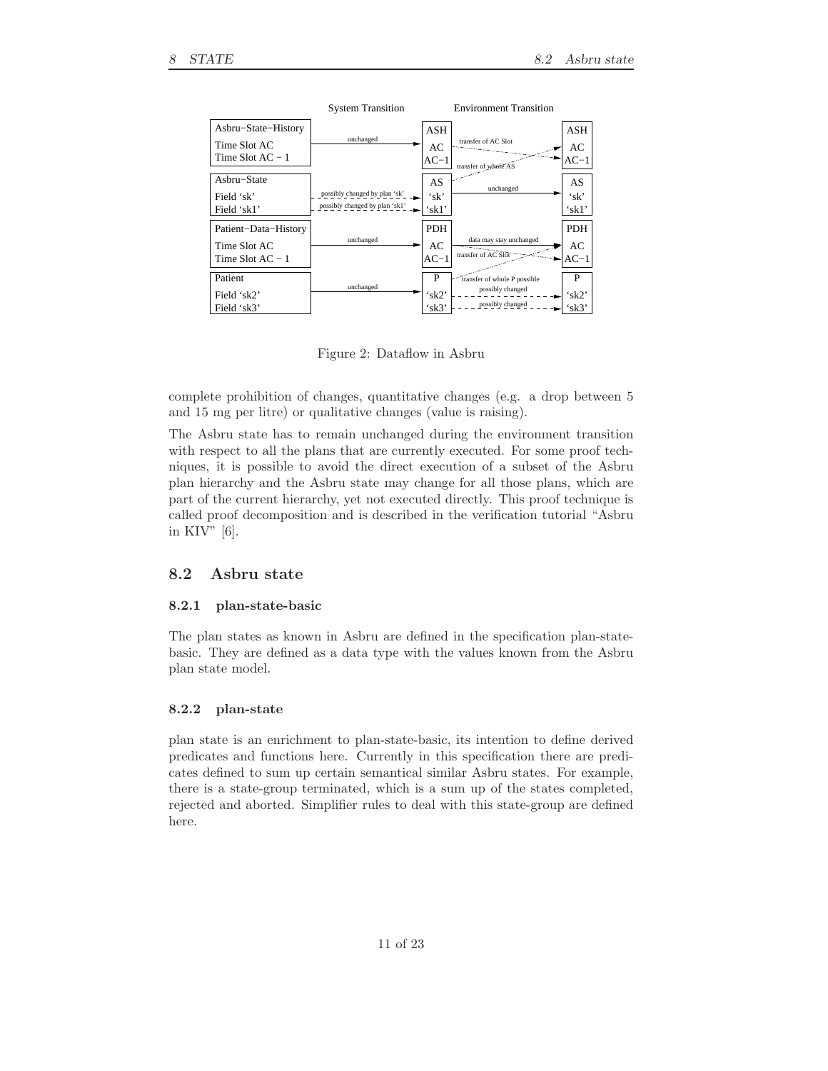Figure 2: Dataflow in Asbru

complete prohibition of changes, quantitative changes (e.g. a drop between 5 and 15 mg per litre) or qualitative changes (value is raising).

The Asbru state has to remain unchanged during the environment transition with respect to all the plans that are currently executed. For some proof techniques, it is possible to avoid the direct execution of a subset of the Asbru plan hierarchy and the Asbru state may change for all those plans, which are part of the current hierarchy, yet not executed directly. This proof technique is called proof decomposition and is described in the verification tutorial "Asbru in KIV" [6].

## 8.2 Asbru state

### 8.2.1 plan-state-basic

The plan states as known in Asbru are defined in the specification plan-state-basic. They are defined as a data type with the values known from the Asbru plan state model.

### 8.2.2 plan-state

plan state is an enrichment to plan-state-basic, its intention to define derived predicates and functions here. Currently in this specification there are predicates defined to sum up certain semantical similar Asbru states. For example, there is a state-group terminated, which is a sum up of the states completed, rejected and aborted. Simplifier rules to deal with this state-group are defined here.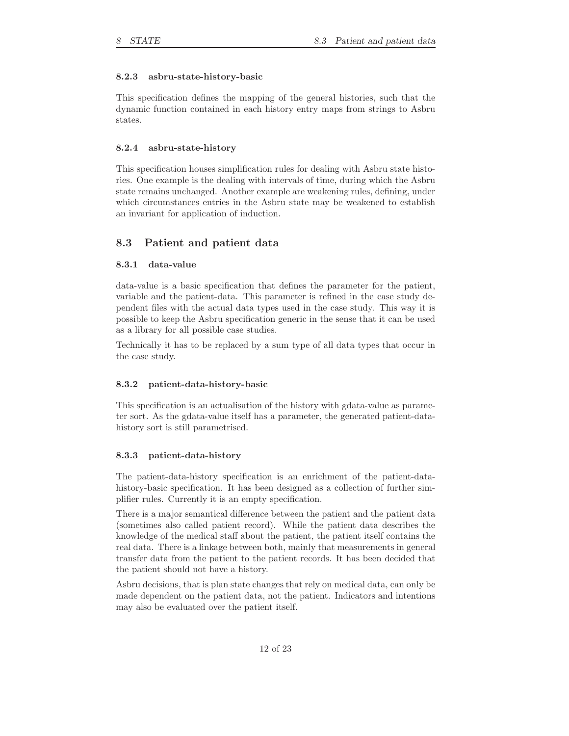### 8.2.3 asbru-state-history-basic

This specification defines the mapping of the general histories, such that the dynamic function contained in each history entry maps from strings to Asbru states.

### 8.2.4 asbru-state-history

This specification houses simplification rules for dealing with Asbru state histories. One example is the dealing with intervals of time, during which the Asbru state remains unchanged. Another example are weakening rules, defining, under which circumstances entries in the Asbru state may be weakened to establish an invariant for application of induction.

## 8.3 Patient and patient data

### 8.3.1 data-value

data-value is a basic specification that defines the parameter for the patient, variable and the patient-data. This parameter is refined in the case study dependent files with the actual data types used in the case study. This way it is possible to keep the Asbru specification generic in the sense that it can be used as a library for all possible case studies.

Technically it has to be replaced by a sum type of all data types that occur in the case study.

### 8.3.2 patient-data-history-basic

This specification is an actualisation of the history with gdata-value as parameter sort. As the gdata-value itself has a parameter, the generated patient-data-history sort is still parametrised.

### 8.3.3 patient-data-history

The patient-data-history specification is an enrichment of the patient-data-history-basic specification. It has been designed as a collection of further simplifier rules. Currently it is an empty specification.

There is a major semantical difference between the patient and the patient data (sometimes also called patient record). While the patient data describes the knowledge of the medical staff about the patient, the patient itself contains the real data. There is a linkage between both, mainly that measurements in general transfer data from the patient to the patient records. It has been decided that the patient should not have a history.

Asbru decisions, that is plan state changes that rely on medical data, can only be made dependent on the patient data, not the patient. Indicators and intentions may also be evaluated over the patient itself.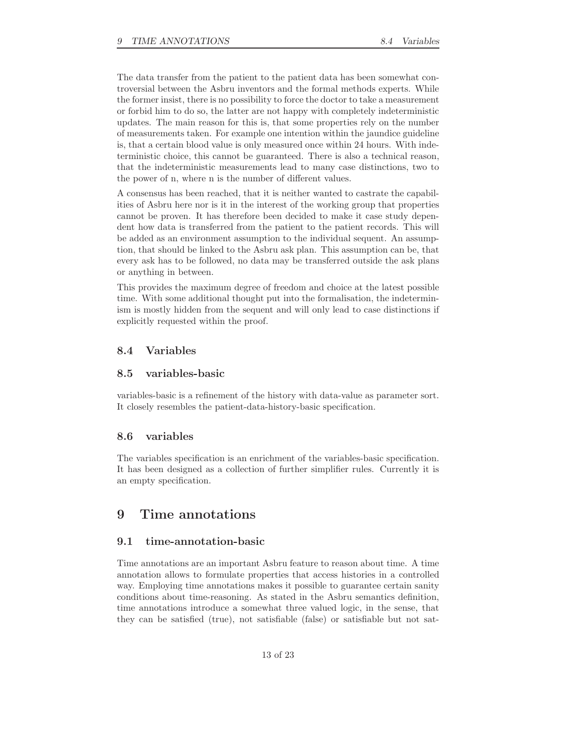The data transfer from the patient to the patient data has been somewhat controversial between the Asbru inventors and the formal methods experts. While the former insist, there is no possibility to force the doctor to take a measurement or forbid him to do so, the latter are not happy with completely indeterministic updates. The main reason for this is, that some properties rely on the number of measurements taken. For example one intention within the jaundice guideline is, that a certain blood value is only measured once within 24 hours. With indeterministic choice, this cannot be guaranteed. There is also a technical reason, that the indeterministic measurements lead to many case distinctions, two to the power of n, where n is the number of different values.

A consensus has been reached, that it is neither wanted to castrate the capabilities of Asbru here nor is it in the interest of the working group that properties cannot be proven. It has therefore been decided to make it case study dependent how data is transferred from the patient to the patient records. This will be added as an environment assumption to the individual sequent. An assumption, that should be linked to the Asbru ask plan. This assumption can be, that every ask has to be followed, no data may be transferred outside the ask plans or anything in between.

This provides the maximum degree of freedom and choice at the latest possible time. With some additional thought put into the formalisation, the indeterminism is mostly hidden from the sequent and will only lead to case distinctions if explicitly requested within the proof.

### 8.4 Variables

### 8.5 variables-basic

variables-basic is a refinement of the history with data-value as parameter sort. It closely resembles the patient-data-history-basic specification.

### 8.6 variables

The variables specification is an enrichment of the variables-basic specification. It has been designed as a collection of further simplifier rules. Currently it is an empty specification.

## 9 Time annotations

### 9.1 time-annotation-basic

Time annotations are an important Asbru feature to reason about time. A time annotation allows to formulate properties that access histories in a controlled way. Employing time annotations makes it possible to guarantee certain sanity conditions about time-reasoning. As stated in the Asbru semantics definition, time annotations introduce a somewhat three valued logic, in the sense, that they can be satisfied (true), not satisfiable (false) or satisfiable but not sat-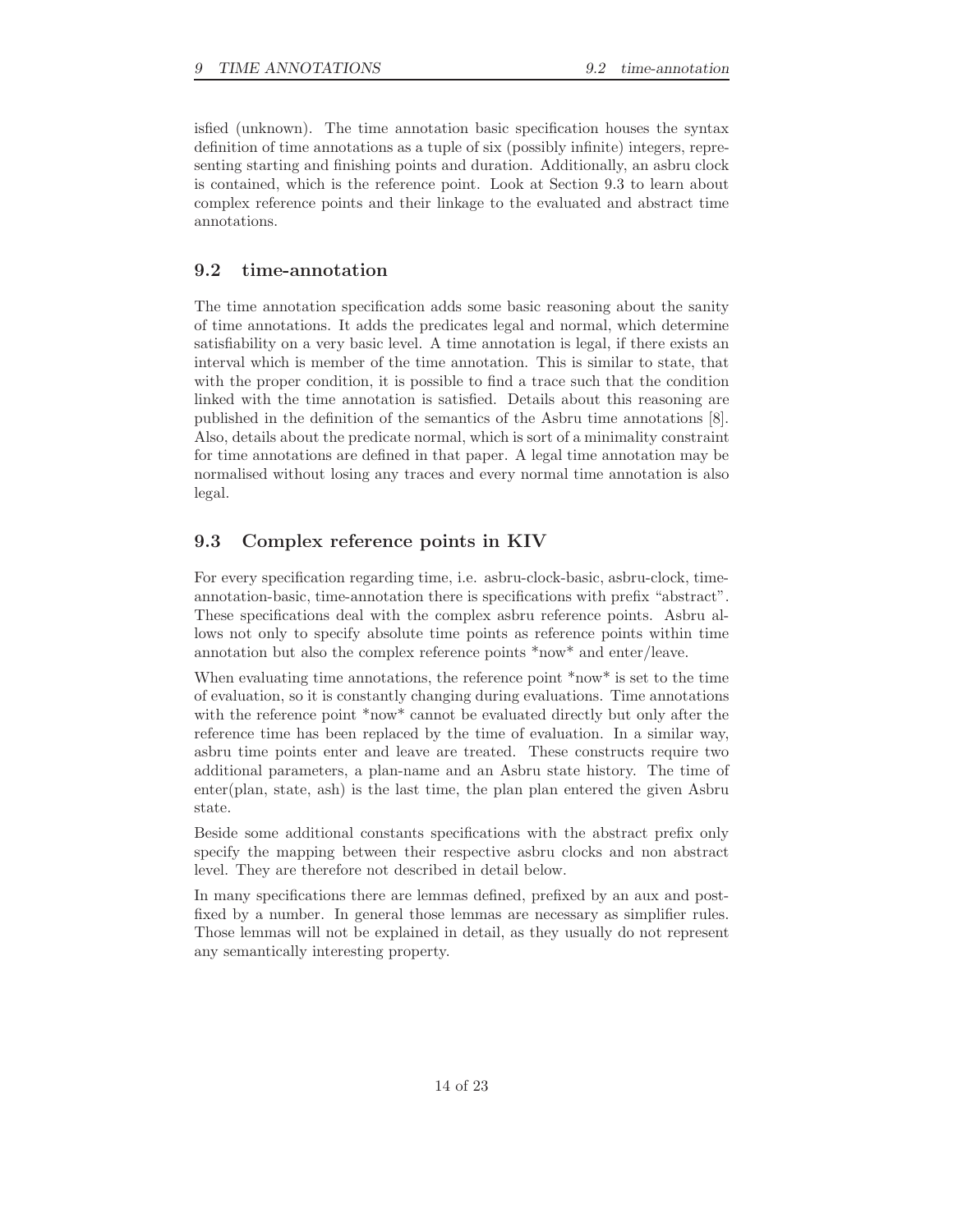isfied (unknown). The time annotation basic specification houses the syntax definition of time annotations as a tuple of six (possibly infinite) integers, representing starting and finishing points and duration. Additionally, an asbru clock is contained, which is the reference point. Look at Section 9.3 to learn about complex reference points and their linkage to the evaluated and abstract time annotations.

## 9.2 time-annotation

The time annotation specification adds some basic reasoning about the sanity of time annotations. It adds the predicates legal and normal, which determine satisfiability on a very basic level. A time annotation is legal, if there exists an interval which is member of the time annotation. This is similar to state, that with the proper condition, it is possible to find a trace such that the condition linked with the time annotation is satisfied. Details about this reasoning are published in the definition of the semantics of the Asbru time annotations [8]. Also, details about the predicate normal, which is sort of a minimality constraint for time annotations are defined in that paper. A legal time annotation may be normalised without losing any traces and every normal time annotation is also legal.

## 9.3 Complex reference points in KIV

For every specification regarding time, i.e. asbru-clock-basic, asbru-clock, time-annotation-basic, time-annotation there is specifications with prefix "abstract". These specifications deal with the complex asbru reference points. Asbru allows not only to specify absolute time points as reference points within time annotation but also the complex reference points *now* and enter/leave.

When evaluating time annotations, the reference point *now* is set to the time of evaluation, so it is constantly changing during evaluations. Time annotations with the reference point *now* cannot be evaluated directly but only after the reference time has been replaced by the time of evaluation. In a similar way, asbru time points enter and leave are treated. These constructs require two additional parameters, a plan-name and an Asbru state history. The time of enter(plan, state, ash) is the last time, the plan plan entered the given Asbru state.

Beside some additional constants specifications with the abstract prefix only specify the mapping between their respective asbru clocks and non abstract level. They are therefore not described in detail below.

In many specifications there are lemmas defined, prefixed by an aux and postfixed by a number. In general those lemmas are necessary as simplifier rules. Those lemmas will not be explained in detail, as they usually do not represent any semantically interesting property.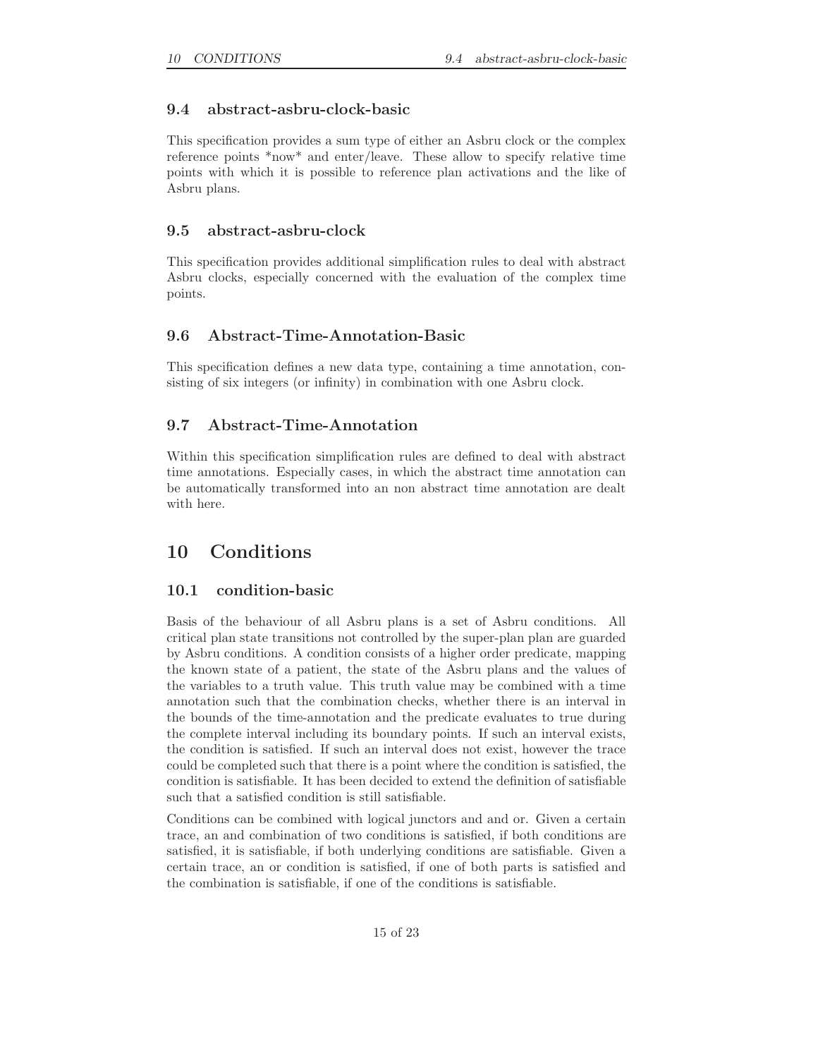### 9.4 abstract-asbru-clock-basic

This specification provides a sum type of either an Asbru clock or the complex reference points *now* and enter/leave. These allow to specify relative time points with which it is possible to reference plan activations and the like of Asbru plans.

### 9.5 abstract-asbru-clock

This specification provides additional simplification rules to deal with abstract Asbru clocks, especially concerned with the evaluation of the complex time points.

### 9.6 Abstract-Time-Annotation-Basic

This specification defines a new data type, containing a time annotation, consisting of six integers (or infinity) in combination with one Asbru clock.

### 9.7 Abstract-Time-Annotation

Within this specification simplification rules are defined to deal with abstract time annotations. Especially cases, in which the abstract time annotation can be automatically transformed into an non abstract time annotation are dealt with here.

## 10 Conditions

### 10.1 condition-basic

Basis of the behaviour of all Asbru plans is a set of Asbru conditions. All critical plan state transitions not controlled by the super-plan plan are guarded by Asbru conditions. A condition consists of a higher order predicate, mapping the known state of a patient, the state of the Asbru plans and the values of the variables to a truth value. This truth value may be combined with a time annotation such that the combination checks, whether there is an interval in the bounds of the time-annotation and the predicate evaluates to true during the complete interval including its boundary points. If such an interval exists, the condition is satisfied. If such an interval does not exist, however the trace could be completed such that there is a point where the condition is satisfied, the condition is satisfiable. It has been decided to extend the definition of satisfiable such that a satisfied condition is still satisfiable.

Conditions can be combined with logical junctors and and or. Given a certain trace, an and combination of two conditions is satisfied, if both conditions are satisfied, it is satisfiable, if both underlying conditions are satisfiable. Given a certain trace, an or condition is satisfied, if one of both parts is satisfied and the combination is satisfiable, if one of the conditions is satisfiable.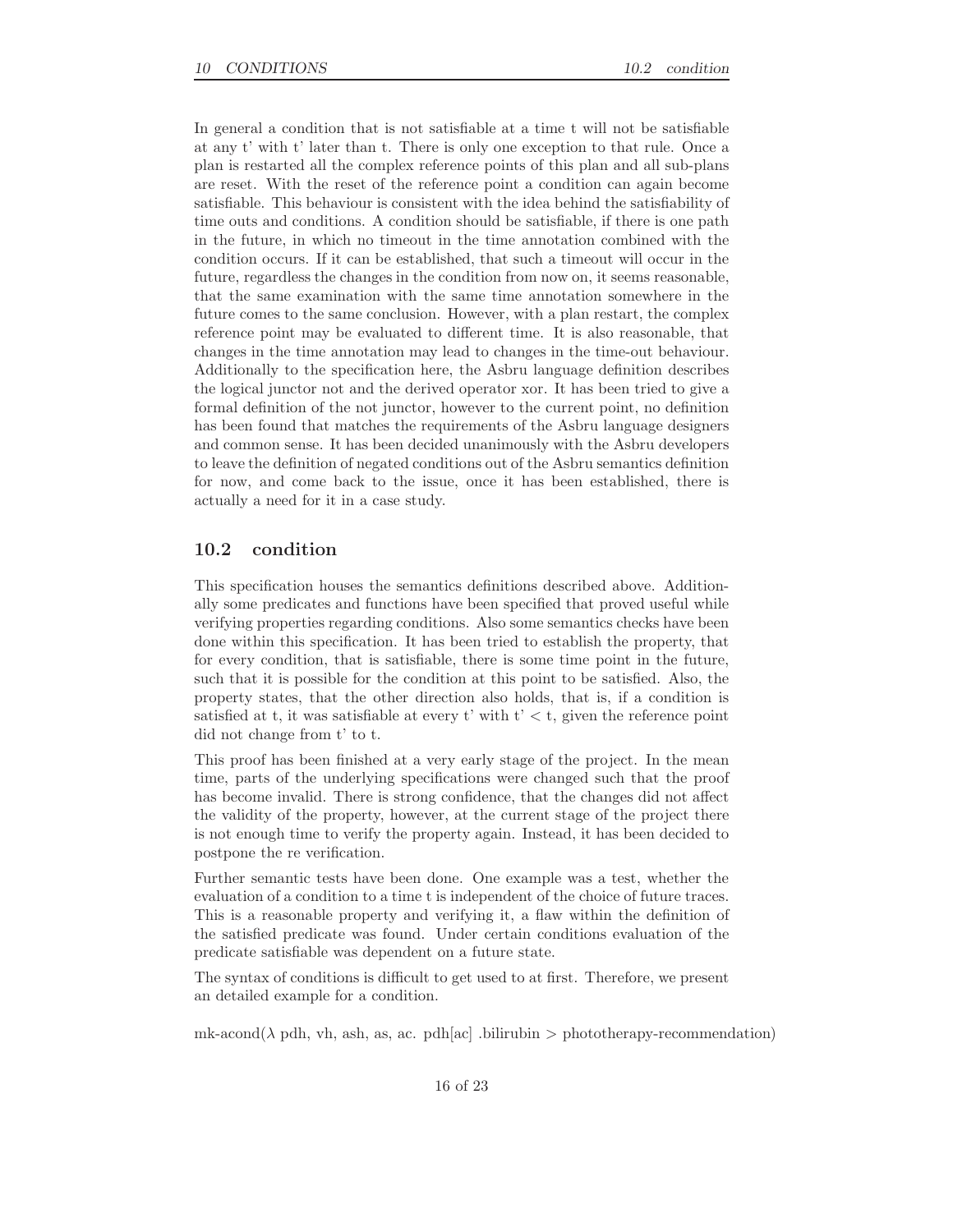In general a condition that is not satisfiable at a time t will not be satisfiable at any t' with t' later than t. There is only one exception to that rule. Once a plan is restarted all the complex reference points of this plan and all sub-plans are reset. With the reset of the reference point a condition can again become satisfiable. This behaviour is consistent with the idea behind the satisfiability of time outs and conditions. A condition should be satisfiable, if there is one path in the future, in which no timeout in the time annotation combined with the condition occurs. If it can be established, that such a timeout will occur in the future, regardless the changes in the condition from now on, it seems reasonable, that the same examination with the same time annotation somewhere in the future comes to the same conclusion. However, with a plan restart, the complex reference point may be evaluated to different time. It is also reasonable, that changes in the time annotation may lead to changes in the time-out behaviour. Additionally to the specification here, the Asbru language definition describes the logical junctor not and the derived operator xor. It has been tried to give a formal definition of the not junctor, however to the current point, no definition has been found that matches the requirements of the Asbru language designers and common sense. It has been decided unanimously with the Asbru developers to leave the definition of negated conditions out of the Asbru semantics definition for now, and come back to the issue, once it has been established, there is actually a need for it in a case study.

## 10.2 condition

This specification houses the semantics definitions described above. Additionally some predicates and functions have been specified that proved useful while verifying properties regarding conditions. Also some semantics checks have been done within this specification. It has been tried to establish the property, that for every condition, that is satisfiable, there is some time point in the future, such that it is possible for the condition at this point to be satisfied. Also, the property states, that the other direction also holds, that is, if a condition is satisfied at t, it was satisfiable at every t' with t' < t, given the reference point did not change from t' to t.

This proof has been finished at a very early stage of the project. In the mean time, parts of the underlying specifications were changed such that the proof has become invalid. There is strong confidence, that the changes did not affect the validity of the property, however, at the current stage of the project there is not enough time to verify the property again. Instead, it has been decided to postpone the re verification.

Further semantic tests have been done. One example was a test, whether the evaluation of a condition to a time t is independent of the choice of future traces. This is a reasonable property and verifying it, a flaw within the definition of the satisfied predicate was found. Under certain conditions evaluation of the predicate satisfiable was dependent on a future state.

The syntax of conditions is difficult to get used to at first. Therefore, we present an detailed example for a condition.

mk-acond($\lambda$ pdh, vh, ash, as, ac. pdh[ac] .bilirubin > phototherapy-recommendation)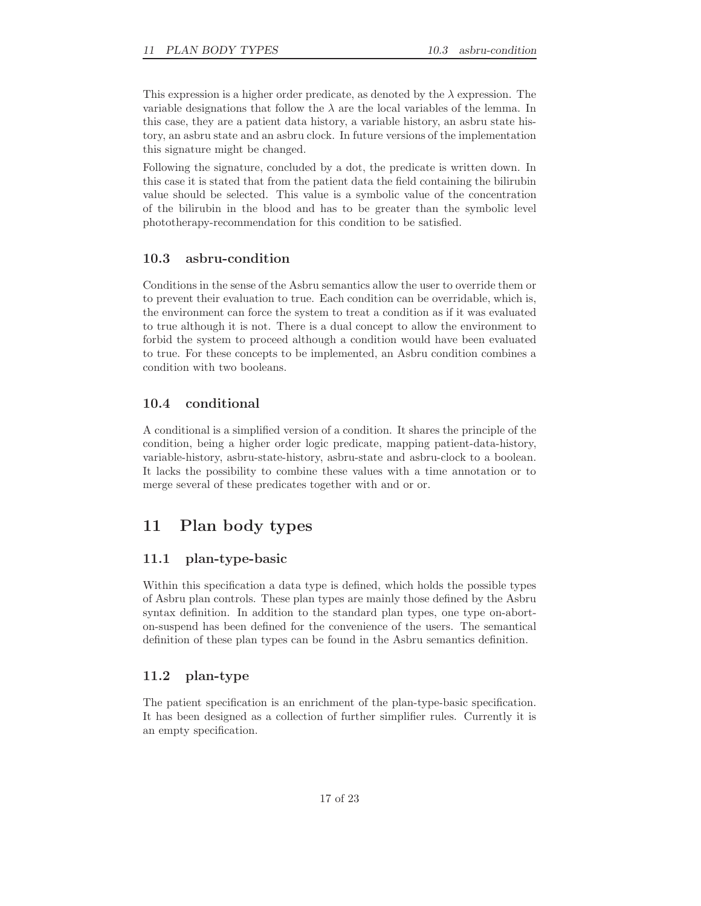This expression is a higher order predicate, as denoted by the $\lambda$ expression. The variable designations that follow the $\lambda$ are the local variables of the lemma. In this case, they are a patient data history, a variable history, an asbru state history, an asbru state and an asbru clock. In future versions of the implementation this signature might be changed.

Following the signature, concluded by a dot, the predicate is written down. In this case it is stated that from the patient data the field containing the bilirubin value should be selected. This value is a symbolic value of the concentration of the bilirubin in the blood and has to be greater than the symbolic level phototherapy-recommendation for this condition to be satisfied.

### 10.3 asbru-condition

Conditions in the sense of the Asbru semantics allow the user to override them or to prevent their evaluation to true. Each condition can be overridable, which is, the environment can force the system to treat a condition as if it was evaluated to true although it is not. There is a dual concept to allow the environment to forbid the system to proceed although a condition would have been evaluated to true. For these concepts to be implemented, an Asbru condition combines a condition with two booleans.

### 10.4 conditional

A conditional is a simplified version of a condition. It shares the principle of the condition, being a higher order logic predicate, mapping patient-data-history, variable-history, asbru-state-history, asbru-state and asbru-clock to a boolean. It lacks the possibility to combine these values with a time annotation or to merge several of these predicates together with and or or.

## 11 Plan body types

### 11.1 plan-type-basic

Within this specification a data type is defined, which holds the possible types of Asbru plan controls. These plan types are mainly those defined by the Asbru syntax definition. In addition to the standard plan types, one type on-abort-on-suspend has been defined for the convenience of the users. The semantical definition of these plan types can be found in the Asbru semantics definition.

### 11.2 plan-type

The patient specification is an enrichment of the plan-type-basic specification. It has been designed as a collection of further simplifier rules. Currently it is an empty specification.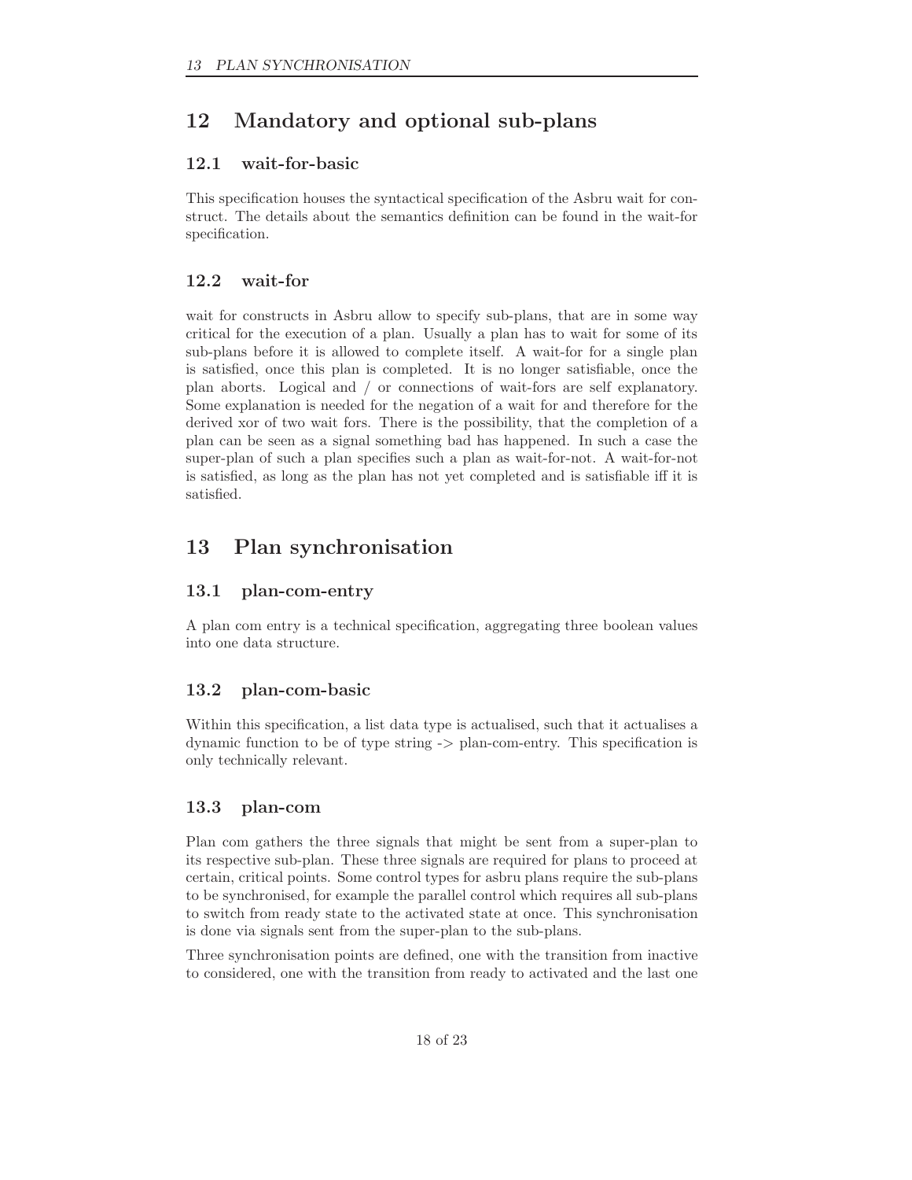## 12 Mandatory and optional sub-plans

### 12.1 wait-for-basic

This specification houses the syntactical specification of the Asbru wait for construct. The details about the semantics definition can be found in the wait-for specification.

### 12.2 wait-for

wait for constructs in Asbru allow to specify sub-plans, that are in some way critical for the execution of a plan. Usually a plan has to wait for some of its sub-plans before it is allowed to complete itself. A wait-for for a single plan is satisfied, once this plan is completed. It is no longer satisfiable, once the plan aborts. Logical and / or connections of wait-fors are self explanatory. Some explanation is needed for the negation of a wait for and therefore for the derived xor of two wait fors. There is the possibility, that the completion of a plan can be seen as a signal something bad has happened. In such a case the super-plan of such a plan specifies such a plan as wait-for-not. A wait-for-not is satisfied, as long as the plan has not yet completed and is satisfiable iff it is satisfied.

## 13 Plan synchronisation

### 13.1 plan-com-entry

A plan com entry is a technical specification, aggregating three boolean values into one data structure.

### 13.2 plan-com-basic

Within this specification, a list data type is actualised, such that it actualises a dynamic function to be of type string -> plan-com-entry. This specification is only technically relevant.

### 13.3 plan-com

Plan com gathers the three signals that might be sent from a super-plan to its respective sub-plan. These three signals are required for plans to proceed at certain, critical points. Some control types for asbru plans require the sub-plans to be synchronised, for example the parallel control which requires all sub-plans to switch from ready state to the activated state at once. This synchronisation is done via signals sent from the super-plan to the sub-plans.

Three synchronisation points are defined, one with the transition from inactive to considered, one with the transition from ready to activated and the last one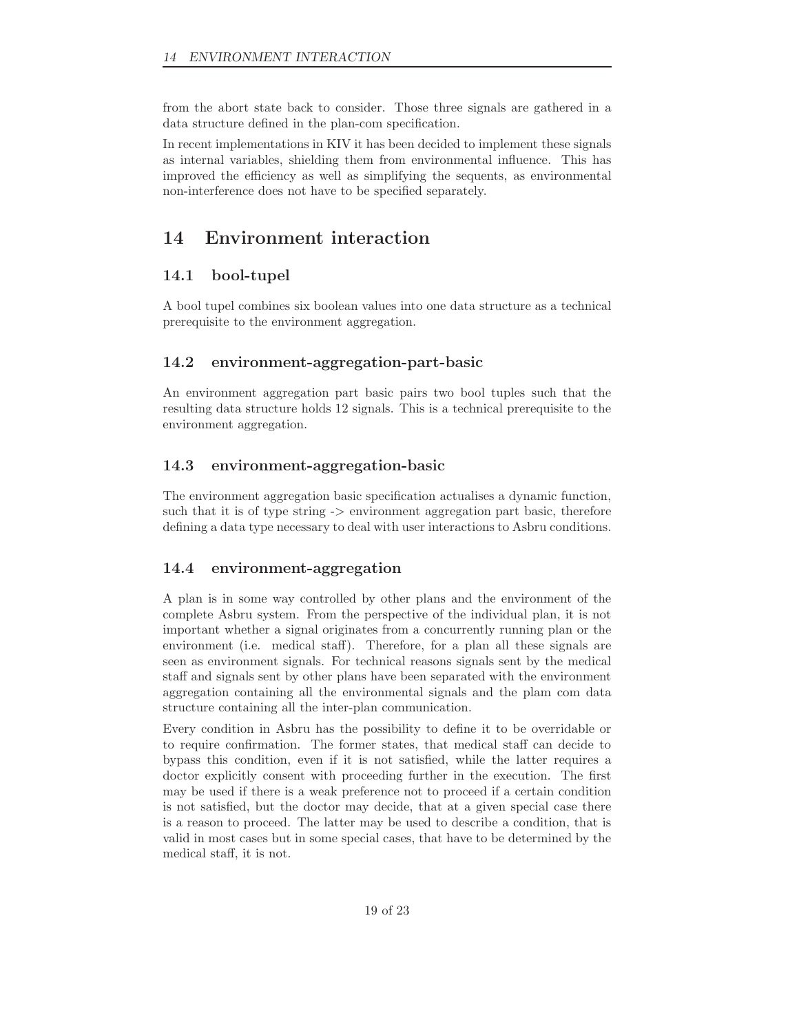from the abort state back to consider. Those three signals are gathered in a data structure defined in the plan-com specification.

In recent implementations in KIV it has been decided to implement these signals as internal variables, shielding them from environmental influence. This has improved the efficiency as well as simplifying the sequents, as environmental non-interference does not have to be specified separately.

# 14 Environment interaction

## 14.1 bool-tupel

A bool tupel combines six boolean values into one data structure as a technical prerequisite to the environment aggregation.

## 14.2 environment-aggregation-part-basic

An environment aggregation part basic pairs two bool tuples such that the resulting data structure holds 12 signals. This is a technical prerequisite to the environment aggregation.

## 14.3 environment-aggregation-basic

The environment aggregation basic specification actualises a dynamic function, such that it is of type string -> environment aggregation part basic, therefore defining a data type necessary to deal with user interactions to Asbru conditions.

## 14.4 environment-aggregation

A plan is in some way controlled by other plans and the environment of the complete Asbru system. From the perspective of the individual plan, it is not important whether a signal originates from a concurrently running plan or the environment (i.e. medical staff). Therefore, for a plan all these signals are seen as environment signals. For technical reasons signals sent by the medical staff and signals sent by other plans have been separated with the environment aggregation containing all the environmental signals and the plam com data structure containing all the inter-plan communication.

Every condition in Asbru has the possibility to define it to be overridable or to require confirmation. The former states, that medical staff can decide to bypass this condition, even if it is not satisfied, while the latter requires a doctor explicitly consent with proceeding further in the execution. The first may be used if there is a weak preference not to proceed if a certain condition is not satisfied, but the doctor may decide, that at a given special case there is a reason to proceed. The latter may be used to describe a condition, that is valid in most cases but in some special cases, that have to be determined by the medical staff, it is not.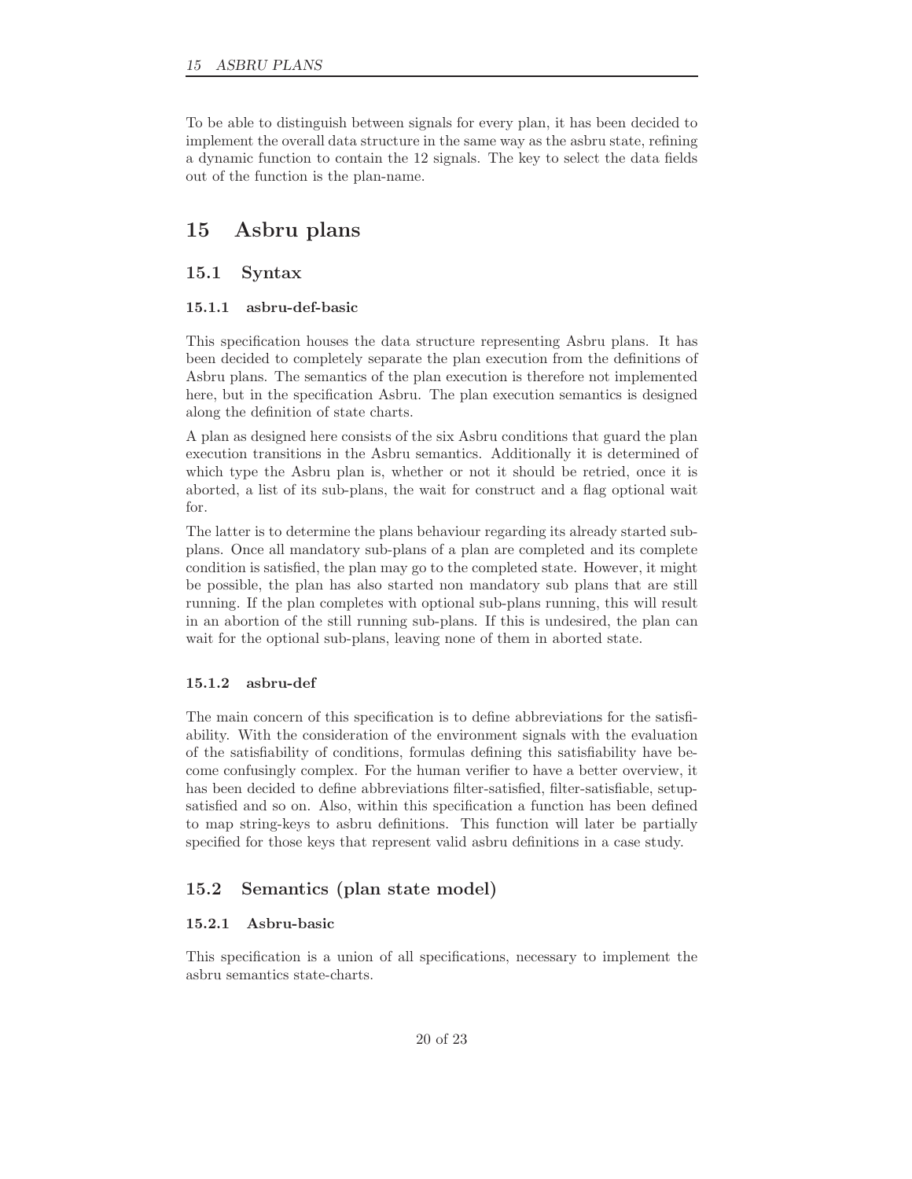To be able to distinguish between signals for every plan, it has been decided to implement the overall data structure in the same way as the asbru state, refining a dynamic function to contain the 12 signals. The key to select the data fields out of the function is the plan-name.

# 15 Asbru plans

## 15.1 Syntax

### 15.1.1 asbru-def-basic

This specification houses the data structure representing Asbru plans. It has been decided to completely separate the plan execution from the definitions of Asbru plans. The semantics of the plan execution is therefore not implemented here, but in the specification Asbru. The plan execution semantics is designed along the definition of state charts.

A plan as designed here consists of the six Asbru conditions that guard the plan execution transitions in the Asbru semantics. Additionally it is determined of which type the Asbru plan is, whether or not it should be retried, once it is aborted, a list of its sub-plans, the wait for construct and a flag optional wait for.

The latter is to determine the plans behaviour regarding its already started sub-plans. Once all mandatory sub-plans of a plan are completed and its complete condition is satisfied, the plan may go to the completed state. However, it might be possible, the plan has also started non mandatory sub plans that are still running. If the plan completes with optional sub-plans running, this will result in an abortion of the still running sub-plans. If this is undesired, the plan can wait for the optional sub-plans, leaving none of them in aborted state.

### 15.1.2 asbru-def

The main concern of this specification is to define abbreviations for the satisfiability. With the consideration of the environment signals with the evaluation of the satisfiability of conditions, formulas defining this satisfiability have become confusingly complex. For the human verifier to have a better overview, it has been decided to define abbreviations filter-satisfied, filter-satisfiable, setup-satisfied and so on. Also, within this specification a function has been defined to map string-keys to asbru definitions. This function will later be partially specified for those keys that represent valid asbru definitions in a case study.

## 15.2 Semantics (plan state model)

### 15.2.1 Asbru-basic

This specification is a union of all specifications, necessary to implement the asbru semantics state-charts.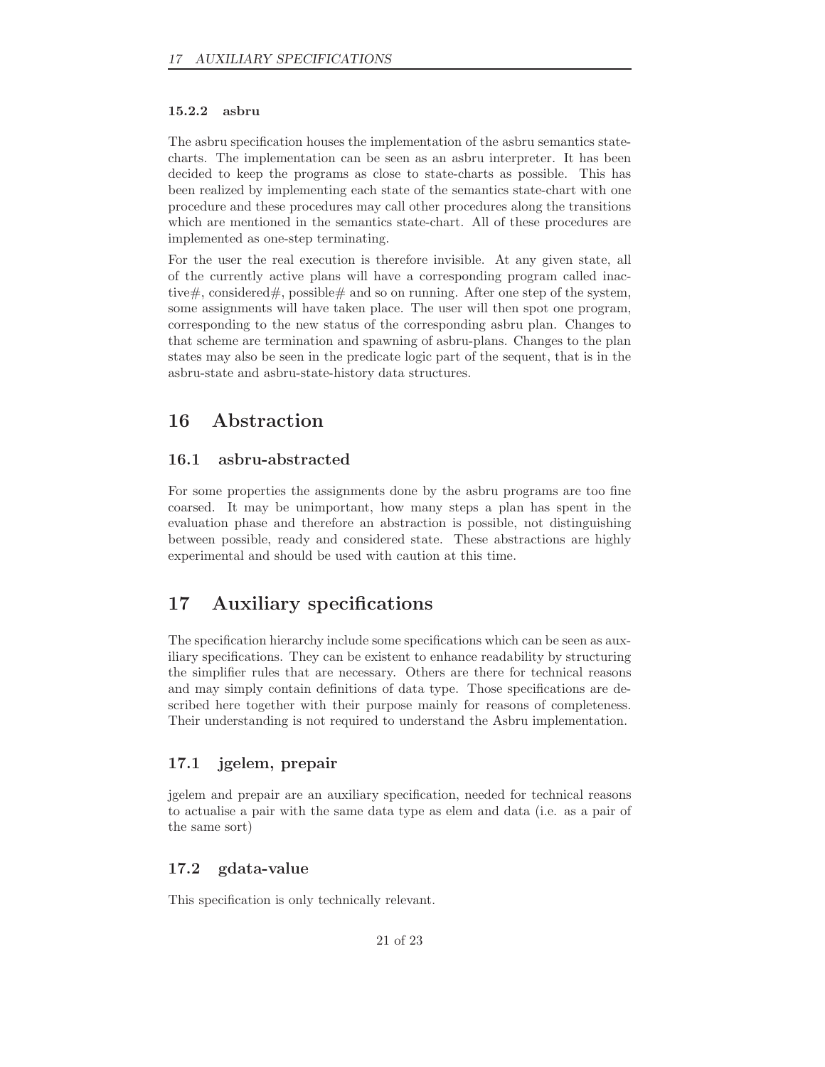### 15.2.2 asbru

The asbru specification houses the implementation of the asbru semantics state-charts. The implementation can be seen as an asbru interpreter. It has been decided to keep the programs as close to state-charts as possible. This has been realized by implementing each state of the semantics state-chart with one procedure and these procedures may call other procedures along the transitions which are mentioned in the semantics state-chart. All of these procedures are implemented as one-step terminating.

For the user the real execution is therefore invisible. At any given state, all of the currently active plans will have a corresponding program called inactive#, considered#, possible# and so on running. After one step of the system, some assignments will have taken place. The user will then spot one program, corresponding to the new status of the corresponding asbru plan. Changes to that scheme are termination and spawning of asbru-plans. Changes to the plan states may also be seen in the predicate logic part of the sequent, that is in the asbru-state and asbru-state-history data structures.

# 16 Abstraction

## 16.1 asbru-abstracted

For some properties the assignments done by the asbru programs are too fine coarsed. It may be unimportant, how many steps a plan has spent in the evaluation phase and therefore an abstraction is possible, not distinguishing between possible, ready and considered state. These abstractions are highly experimental and should be used with caution at this time.

# 17 Auxiliary specifications

The specification hierarchy include some specifications which can be seen as auxiliary specifications. They can be existent to enhance readability by structuring the simplifier rules that are necessary. Others are there for technical reasons and may simply contain definitions of data type. Those specifications are described here together with their purpose mainly for reasons of completeness. Their understanding is not required to understand the Asbru implementation.

## 17.1 jgelem, prepair

jgelem and prepair are an auxiliary specification, needed for technical reasons to actualise a pair with the same data type as elem and data (i.e. as a pair of the same sort)

## 17.2 gdata-value

This specification is only technically relevant.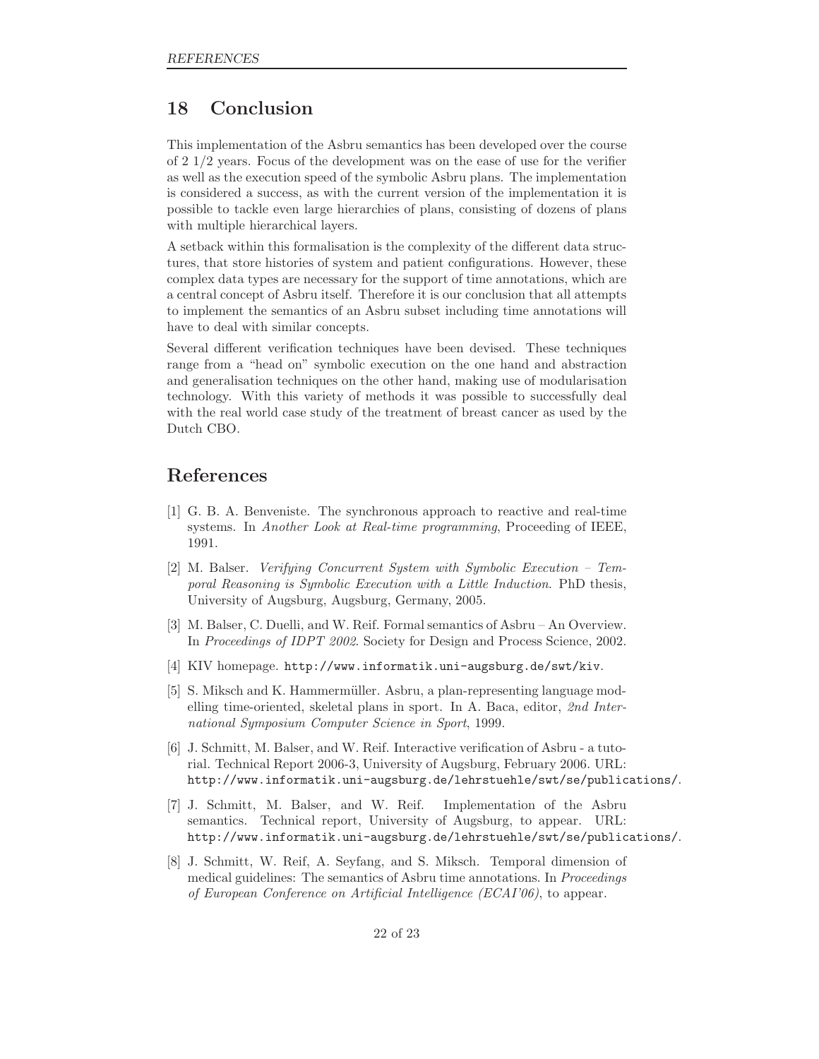# 18 Conclusion

This implementation of the Asbru semantics has been developed over the course of 2 1/2 years. Focus of the development was on the ease of use for the verifier as well as the execution speed of the symbolic Asbru plans. The implementation is considered a success, as with the current version of the implementation it is possible to tackle even large hierarchies of plans, consisting of dozens of plans with multiple hierarchical layers.

A setback within this formalisation is the complexity of the different data structures, that store histories of system and patient configurations. However, these complex data types are necessary for the support of time annotations, which are a central concept of Asbru itself. Therefore it is our conclusion that all attempts to implement the semantics of an Asbru subset including time annotations will have to deal with similar concepts.

Several different verification techniques have been devised. These techniques range from a "head on" symbolic execution on the one hand and abstraction and generalisation techniques on the other hand, making use of modularisation technology. With this variety of methods it was possible to successfully deal with the real world case study of the treatment of breast cancer as used by the Dutch CBO.

# References

[1] G. B. A. Benveniste. The synchronous approach to reactive and real-time systems. In *Another Look at Real-time programming*, Proceeding of IEEE, 1991.

[2] M. Balser. *Verifying Concurrent System with Symbolic Execution – Temporal Reasoning is Symbolic Execution with a Little Induction*. PhD thesis, University of Augsburg, Augsburg, Germany, 2005.

[3] M. Balser, C. Duelli, and W. Reif. Formal semantics of Asbru – An Overview. In *Proceedings of IDPT 2002*. Society for Design and Process Science, 2002.

[4] KIV homepage. `http://www.informatik.uni-augsburg.de/swt/kiv`.

[5] S. Miksch and K. Hammermüller. Asbru, a plan-representing language modelling time-oriented, skeletal plans in sport. In A. Baca, editor, *2nd International Symposium Computer Science in Sport*, 1999.

[6] J. Schmitt, M. Balser, and W. Reif. Interactive verification of Asbru - a tutorial. Technical Report 2006-3, University of Augsburg, February 2006. URL: `http://www.informatik.uni-augsburg.de/lehrstuehle/swt/se/publications/`.

[7] J. Schmitt, M. Balser, and W. Reif. Implementation of the Asbru semantics. Technical report, University of Augsburg, to appear. URL: `http://www.informatik.uni-augsburg.de/lehrstuehle/swt/se/publications/`.

[8] J. Schmitt, W. Reif, A. Seyfang, and S. Miksch. Temporal dimension of medical guidelines: The semantics of Asbru time annotations. In *Proceedings of European Conference on Artificial Intelligence (ECAI'06)*, to appear.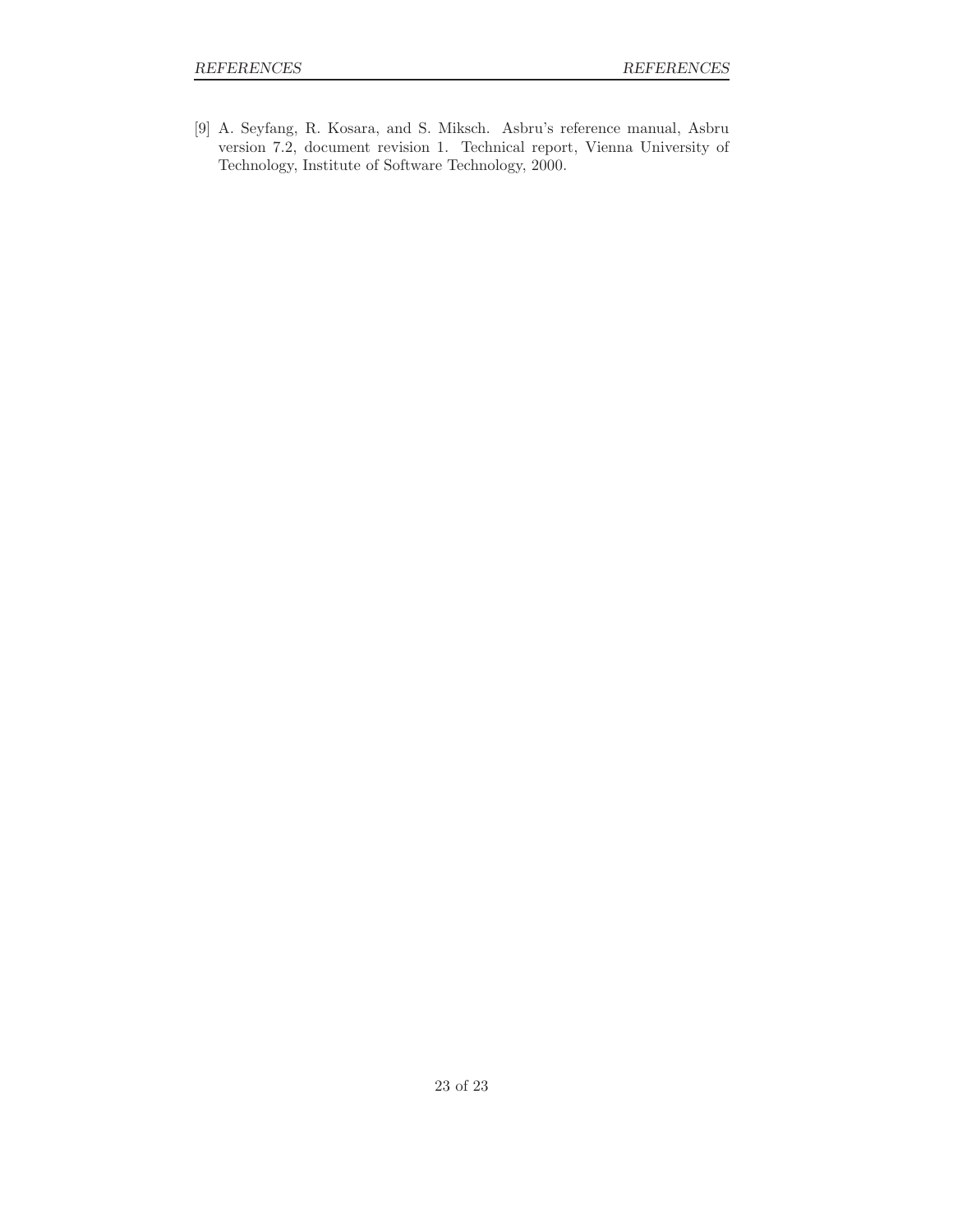[9] A. Seyfang, R. Kosara, and S. Miksch. Asbru's reference manual, Asbru version 7.2, document revision 1. Technical report, Vienna University of Technology, Institute of Software Technology, 2000.